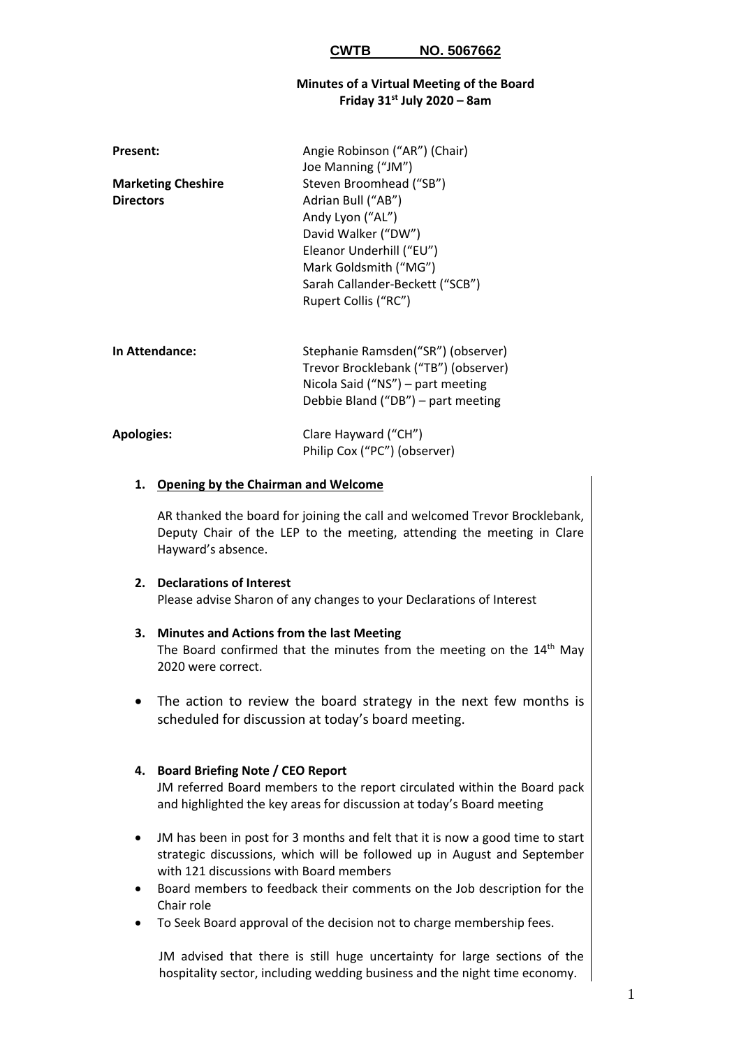**CWTB NO. 5067662**

**Minutes of a Virtual Meeting of the Board**
**Friday 31st July 2020 – 8am**

| | |
|---|---|
| **Present:** | Angie Robinson ("AR") (Chair) |
| | Joe Manning ("JM") |
| **Marketing Cheshire Directors** | Steven Broomhead ("SB") |
| | Adrian Bull ("AB") |
| | Andy Lyon ("AL") |
| | David Walker ("DW") |
| | Eleanor Underhill ("EU") |
| | Mark Goldsmith ("MG") |
| | Sarah Callander-Beckett ("SCB") |
| | Rupert Collis ("RC") |
| **In Attendance:** | Stephanie Ramsden("SR") (observer) |
| | Trevor Brocklebank ("TB") (observer) |
| | Nicola Said ("NS") – part meeting |
| | Debbie Bland ("DB") – part meeting |
| **Apologies:** | Clare Hayward ("CH") |
| | Philip Cox ("PC") (observer) |

1. **Opening by the Chairman and Welcome**

   AR thanked the board for joining the call and welcomed Trevor Brocklebank, Deputy Chair of the LEP to the meeting, attending the meeting in Clare Hayward's absence.

2. **Declarations of Interest**

   Please advise Sharon of any changes to your Declarations of Interest

3. **Minutes and Actions from the last Meeting**

   The Board confirmed that the minutes from the meeting on the 14th May 2020 were correct.

- The action to review the board strategy in the next few months is scheduled for discussion at today's board meeting.

4. **Board Briefing Note / CEO Report**

   JM referred Board members to the report circulated within the Board pack and highlighted the key areas for discussion at today's Board meeting

- JM has been in post for 3 months and felt that it is now a good time to start strategic discussions, which will be followed up in August and September with 121 discussions with Board members
- Board members to feedback their comments on the Job description for the Chair role
- To Seek Board approval of the decision not to charge membership fees.

JM advised that there is still huge uncertainty for large sections of the hospitality sector, including wedding business and the night time economy.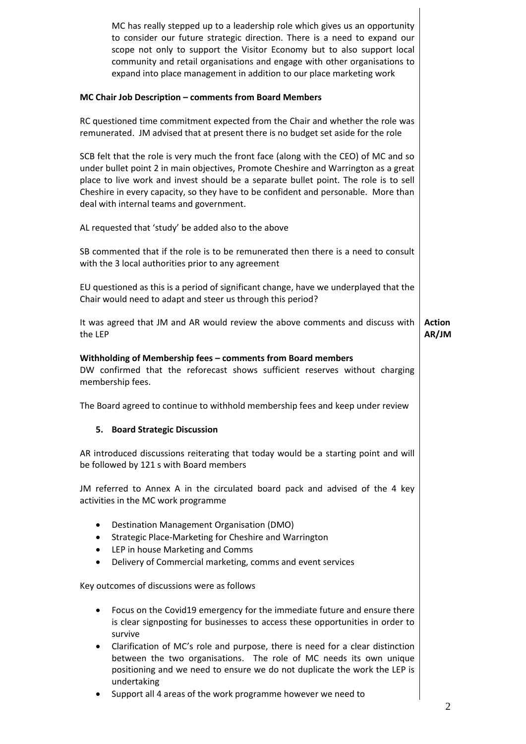MC has really stepped up to a leadership role which gives us an opportunity to consider our future strategic direction. There is a need to expand our scope not only to support the Visitor Economy but to also support local community and retail organisations and engage with other organisations to expand into place management in addition to our place marketing work

**MC Chair Job Description – comments from Board Members**

RC questioned time commitment expected from the Chair and whether the role was remunerated. JM advised that at present there is no budget set aside for the role

SCB felt that the role is very much the front face (along with the CEO) of MC and so under bullet point 2 in main objectives, Promote Cheshire and Warrington as a great place to live work and invest should be a separate bullet point. The role is to sell Cheshire in every capacity, so they have to be confident and personable. More than deal with internal teams and government.

AL requested that 'study' be added also to the above

SB commented that if the role is to be remunerated then there is a need to consult with the 3 local authorities prior to any agreement

EU questioned as this is a period of significant change, have we underplayed that the Chair would need to adapt and steer us through this period?

It was agreed that JM and AR would review the above comments and discuss with the LEP — **Action AR/JM**

**Withholding of Membership fees – comments from Board members**

DW confirmed that the reforecast shows sufficient reserves without charging membership fees.

The Board agreed to continue to withhold membership fees and keep under review

**5. Board Strategic Discussion**

AR introduced discussions reiterating that today would be a starting point and will be followed by 121 s with Board members

JM referred to Annex A in the circulated board pack and advised of the 4 key activities in the MC work programme

- Destination Management Organisation (DMO)
- Strategic Place-Marketing for Cheshire and Warrington
- LEP in house Marketing and Comms
- Delivery of Commercial marketing, comms and event services

Key outcomes of discussions were as follows

- Focus on the Covid19 emergency for the immediate future and ensure there is clear signposting for businesses to access these opportunities in order to survive
- Clarification of MC's role and purpose, there is need for a clear distinction between the two organisations. The role of MC needs its own unique positioning and we need to ensure we do not duplicate the work the LEP is undertaking
- Support all 4 areas of the work programme however we need to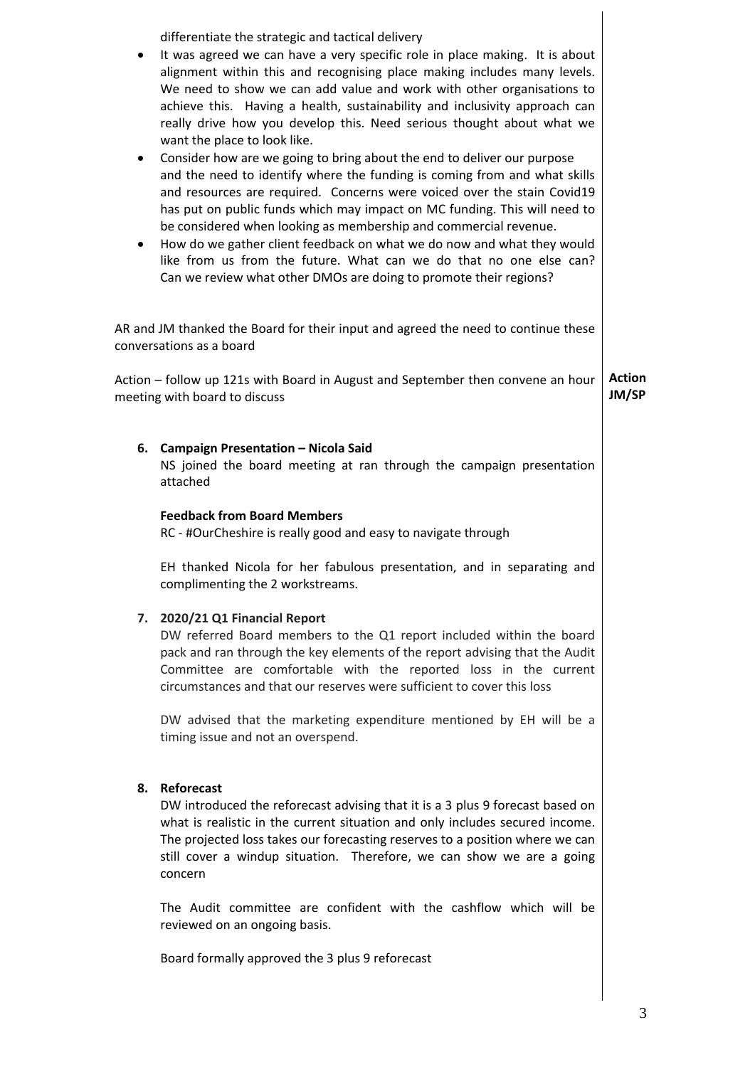differentiate the strategic and tactical delivery

- It was agreed we can have a very specific role in place making. It is about alignment within this and recognising place making includes many levels. We need to show we can add value and work with other organisations to achieve this. Having a health, sustainability and inclusivity approach can really drive how you develop this. Need serious thought about what we want the place to look like.
- Consider how are we going to bring about the end to deliver our purpose and the need to identify where the funding is coming from and what skills and resources are required. Concerns were voiced over the stain Covid19 has put on public funds which may impact on MC funding. This will need to be considered when looking as membership and commercial revenue.
- How do we gather client feedback on what we do now and what they would like from us from the future. What can we do that no one else can? Can we review what other DMOs are doing to promote their regions?

AR and JM thanked the Board for their input and agreed the need to continue these conversations as a board

Action – follow up 121s with Board in August and September then convene an hour meeting with board to discuss **Action JM/SP**

6. **Campaign Presentation – Nicola Said**
   NS joined the board meeting at ran through the campaign presentation attached

   **Feedback from Board Members**
   RC - #OurCheshire is really good and easy to navigate through

   EH thanked Nicola for her fabulous presentation, and in separating and complimenting the 2 workstreams.

7. **2020/21 Q1 Financial Report**
   DW referred Board members to the Q1 report included within the board pack and ran through the key elements of the report advising that the Audit Committee are comfortable with the reported loss in the current circumstances and that our reserves were sufficient to cover this loss

   DW advised that the marketing expenditure mentioned by EH will be a timing issue and not an overspend.

8. **Reforecast**
   DW introduced the reforecast advising that it is a 3 plus 9 forecast based on what is realistic in the current situation and only includes secured income. The projected loss takes our forecasting reserves to a position where we can still cover a windup situation. Therefore, we can show we are a going concern

   The Audit committee are confident with the cashflow which will be reviewed on an ongoing basis.

   Board formally approved the 3 plus 9 reforecast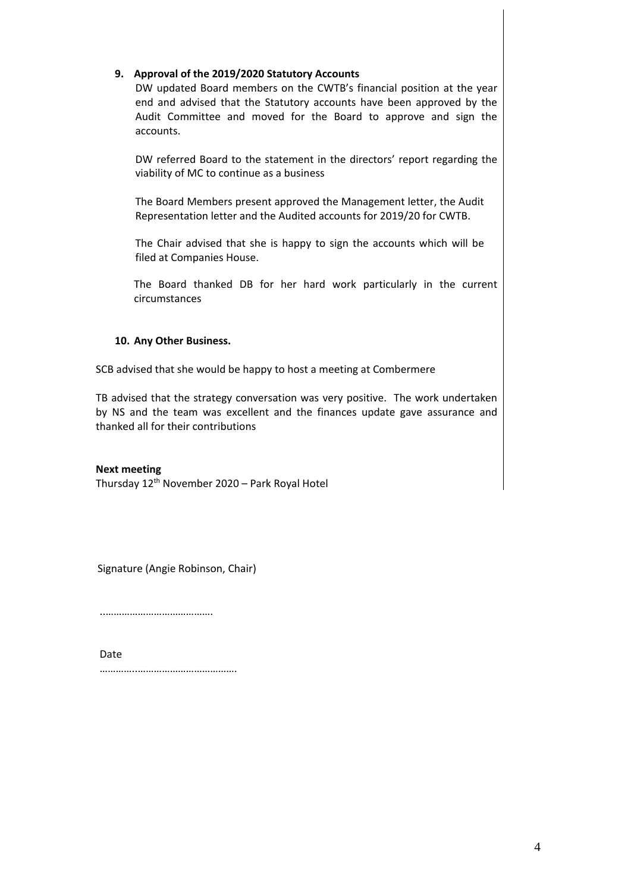## 9. Approval of the 2019/2020 Statutory Accounts

DW updated Board members on the CWTB's financial position at the year end and advised that the Statutory accounts have been approved by the Audit Committee and moved for the Board to approve and sign the accounts.

DW referred Board to the statement in the directors' report regarding the viability of MC to continue as a business

The Board Members present approved the Management letter, the Audit Representation letter and the Audited accounts for 2019/20 for CWTB.

The Chair advised that she is happy to sign the accounts which will be filed at Companies House.

The Board thanked DB for her hard work particularly in the current circumstances

## 10. Any Other Business.

SCB advised that she would be happy to host a meeting at Combermere

TB advised that the strategy conversation was very positive. The work undertaken by NS and the team was excellent and the finances update gave assurance and thanked all for their contributions

**Next meeting**
Thursday 12th November 2020 – Park Royal Hotel

Signature (Angie Robinson, Chair)

…………………………………

Date
…………………………………………